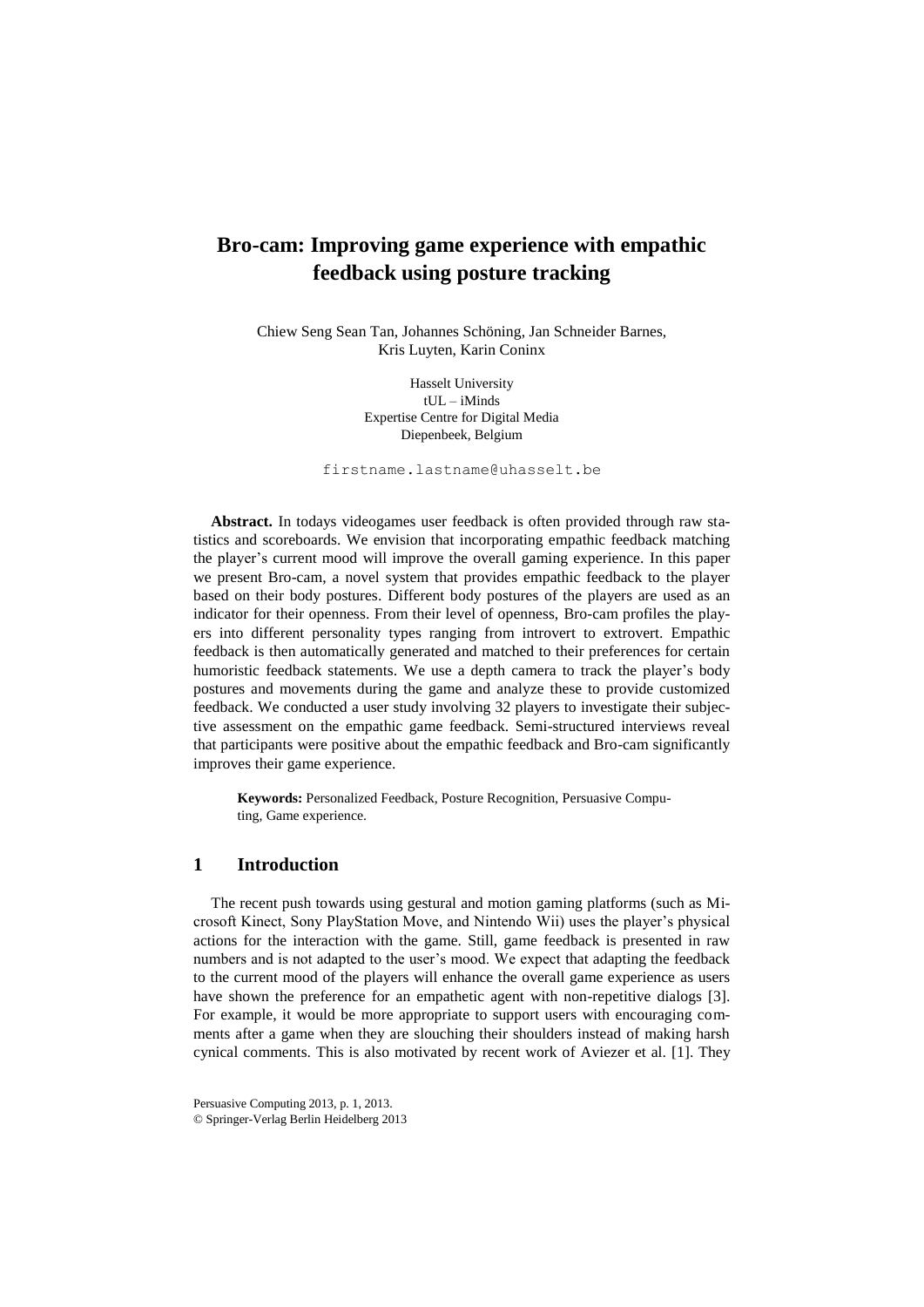# Bro-cam: Improving game experience with empathic feedback using posture tracking

Chiew Seng Sean Tan, Johannes Schöning, Jan Schneider Barnes, Kris Luyten, Karin Coninx

Hasselt University
tUL – iMinds
Expertise Centre for Digital Media
Diepenbeek, Belgium

firstname.lastname@uhasselt.be

**Abstract.** In todays videogames user feedback is often provided through raw statistics and scoreboards. We envision that incorporating empathic feedback matching the player's current mood will improve the overall gaming experience. In this paper we present Bro-cam, a novel system that provides empathic feedback to the player based on their body postures. Different body postures of the players are used as an indicator for their openness. From their level of openness, Bro-cam profiles the players into different personality types ranging from introvert to extrovert. Empathic feedback is then automatically generated and matched to their preferences for certain humoristic feedback statements. We use a depth camera to track the player's body postures and movements during the game and analyze these to provide customized feedback. We conducted a user study involving 32 players to investigate their subjective assessment on the empathic game feedback. Semi-structured interviews reveal that participants were positive about the empathic feedback and Bro-cam significantly improves their game experience.

**Keywords:** Personalized Feedback, Posture Recognition, Persuasive Computing, Game experience.

## 1 Introduction

The recent push towards using gestural and motion gaming platforms (such as Microsoft Kinect, Sony PlayStation Move, and Nintendo Wii) uses the player's physical actions for the interaction with the game. Still, game feedback is presented in raw numbers and is not adapted to the user's mood. We expect that adapting the feedback to the current mood of the players will enhance the overall game experience as users have shown the preference for an empathetic agent with non-repetitive dialogs [3]. For example, it would be more appropriate to support users with encouraging comments after a game when they are slouching their shoulders instead of making harsh cynical comments. This is also motivated by recent work of Aviezer et al. [1]. They

Persuasive Computing 2013, p. 1, 2013.
© Springer-Verlag Berlin Heidelberg 2013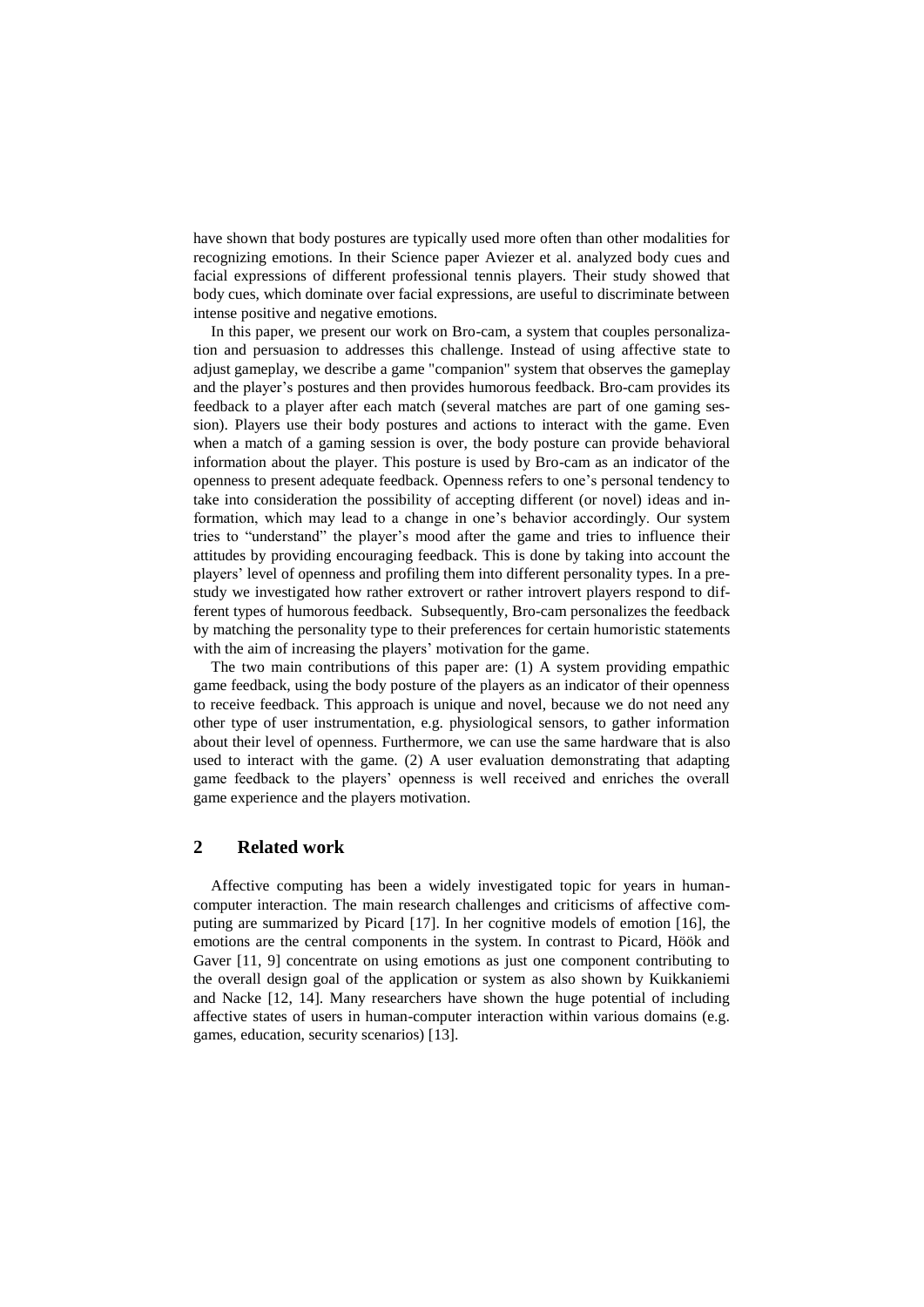have shown that body postures are typically used more often than other modalities for recognizing emotions. In their Science paper Aviezer et al. analyzed body cues and facial expressions of different professional tennis players. Their study showed that body cues, which dominate over facial expressions, are useful to discriminate between intense positive and negative emotions.

In this paper, we present our work on Bro-cam, a system that couples personalization and persuasion to addresses this challenge. Instead of using affective state to adjust gameplay, we describe a game "companion" system that observes the gameplay and the player's postures and then provides humorous feedback. Bro-cam provides its feedback to a player after each match (several matches are part of one gaming session). Players use their body postures and actions to interact with the game. Even when a match of a gaming session is over, the body posture can provide behavioral information about the player. This posture is used by Bro-cam as an indicator of the openness to present adequate feedback. Openness refers to one's personal tendency to take into consideration the possibility of accepting different (or novel) ideas and information, which may lead to a change in one's behavior accordingly. Our system tries to "understand" the player's mood after the game and tries to influence their attitudes by providing encouraging feedback. This is done by taking into account the players' level of openness and profiling them into different personality types. In a pre-study we investigated how rather extrovert or rather introvert players respond to different types of humorous feedback. Subsequently, Bro-cam personalizes the feedback by matching the personality type to their preferences for certain humoristic statements with the aim of increasing the players' motivation for the game.

The two main contributions of this paper are: (1) A system providing empathic game feedback, using the body posture of the players as an indicator of their openness to receive feedback. This approach is unique and novel, because we do not need any other type of user instrumentation, e.g. physiological sensors, to gather information about their level of openness. Furthermore, we can use the same hardware that is also used to interact with the game. (2) A user evaluation demonstrating that adapting game feedback to the players' openness is well received and enriches the overall game experience and the players motivation.

## 2 Related work

Affective computing has been a widely investigated topic for years in human-computer interaction. The main research challenges and criticisms of affective computing are summarized by Picard [17]. In her cognitive models of emotion [16], the emotions are the central components in the system. In contrast to Picard, Höök and Gaver [11, 9] concentrate on using emotions as just one component contributing to the overall design goal of the application or system as also shown by Kuikkaniemi and Nacke [12, 14]. Many researchers have shown the huge potential of including affective states of users in human-computer interaction within various domains (e.g. games, education, security scenarios) [13].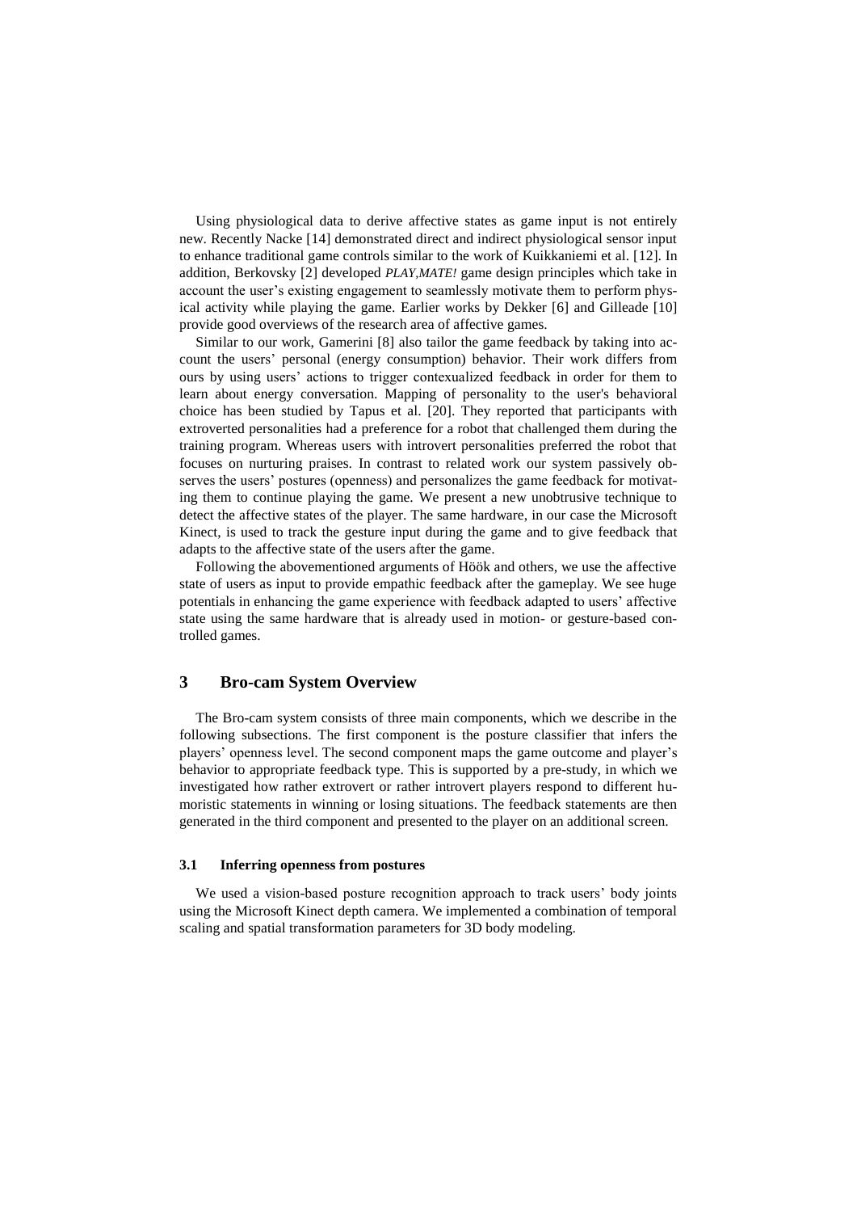Using physiological data to derive affective states as game input is not entirely new. Recently Nacke [14] demonstrated direct and indirect physiological sensor input to enhance traditional game controls similar to the work of Kuikkaniemi et al. [12]. In addition, Berkovsky [2] developed *PLAY,MATE!* game design principles which take in account the user's existing engagement to seamlessly motivate them to perform physical activity while playing the game. Earlier works by Dekker [6] and Gilleade [10] provide good overviews of the research area of affective games.

Similar to our work, Gamerini [8] also tailor the game feedback by taking into account the users' personal (energy consumption) behavior. Their work differs from ours by using users' actions to trigger contexualized feedback in order for them to learn about energy conversation. Mapping of personality to the user's behavioral choice has been studied by Tapus et al. [20]. They reported that participants with extroverted personalities had a preference for a robot that challenged them during the training program. Whereas users with introvert personalities preferred the robot that focuses on nurturing praises. In contrast to related work our system passively observes the users' postures (openness) and personalizes the game feedback for motivating them to continue playing the game. We present a new unobtrusive technique to detect the affective states of the player. The same hardware, in our case the Microsoft Kinect, is used to track the gesture input during the game and to give feedback that adapts to the affective state of the users after the game.

Following the abovementioned arguments of Höök and others, we use the affective state of users as input to provide empathic feedback after the gameplay. We see huge potentials in enhancing the game experience with feedback adapted to users' affective state using the same hardware that is already used in motion- or gesture-based controlled games.

## 3 Bro-cam System Overview

The Bro-cam system consists of three main components, which we describe in the following subsections. The first component is the posture classifier that infers the players' openness level. The second component maps the game outcome and player's behavior to appropriate feedback type. This is supported by a pre-study, in which we investigated how rather extrovert or rather introvert players respond to different humoristic statements in winning or losing situations. The feedback statements are then generated in the third component and presented to the player on an additional screen.

### 3.1 Inferring openness from postures

We used a vision-based posture recognition approach to track users' body joints using the Microsoft Kinect depth camera. We implemented a combination of temporal scaling and spatial transformation parameters for 3D body modeling.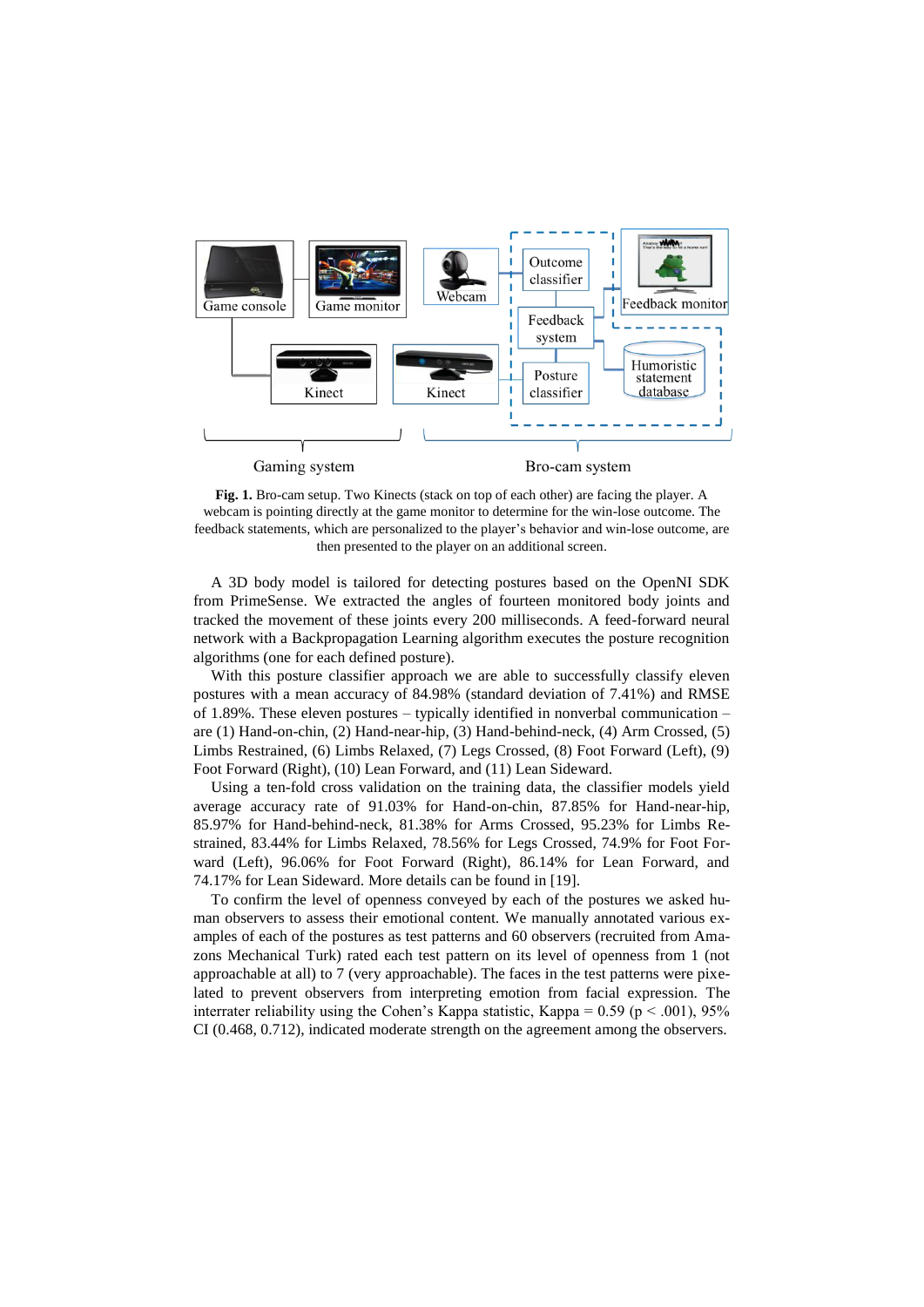**Fig. 1.** Bro-cam setup. Two Kinects (stack on top of each other) are facing the player. A webcam is pointing directly at the game monitor to determine for the win-lose outcome. The feedback statements, which are personalized to the player's behavior and win-lose outcome, are then presented to the player on an additional screen.

A 3D body model is tailored for detecting postures based on the OpenNI SDK from PrimeSense. We extracted the angles of fourteen monitored body joints and tracked the movement of these joints every 200 milliseconds. A feed-forward neural network with a Backpropagation Learning algorithm executes the posture recognition algorithms (one for each defined posture).

With this posture classifier approach we are able to successfully classify eleven postures with a mean accuracy of 84.98% (standard deviation of 7.41%) and RMSE of 1.89%. These eleven postures – typically identified in nonverbal communication – are (1) Hand-on-chin, (2) Hand-near-hip, (3) Hand-behind-neck, (4) Arm Crossed, (5) Limbs Restrained, (6) Limbs Relaxed, (7) Legs Crossed, (8) Foot Forward (Left), (9) Foot Forward (Right), (10) Lean Forward, and (11) Lean Sideward.

Using a ten-fold cross validation on the training data, the classifier models yield average accuracy rate of 91.03% for Hand-on-chin, 87.85% for Hand-near-hip, 85.97% for Hand-behind-neck, 81.38% for Arms Crossed, 95.23% for Limbs Restrained, 83.44% for Limbs Relaxed, 78.56% for Legs Crossed, 74.9% for Foot Forward (Left), 96.06% for Foot Forward (Right), 86.14% for Lean Forward, and 74.17% for Lean Sideward. More details can be found in [19].

To confirm the level of openness conveyed by each of the postures we asked human observers to assess their emotional content. We manually annotated various examples of each of the postures as test patterns and 60 observers (recruited from Amazons Mechanical Turk) rated each test pattern on its level of openness from 1 (not approachable at all) to 7 (very approachable). The faces in the test patterns were pixelated to prevent observers from interpreting emotion from facial expression. The interrater reliability using the Cohen's Kappa statistic, Kappa = 0.59 ($p < .001$), 95% CI (0.468, 0.712), indicated moderate strength on the agreement among the observers.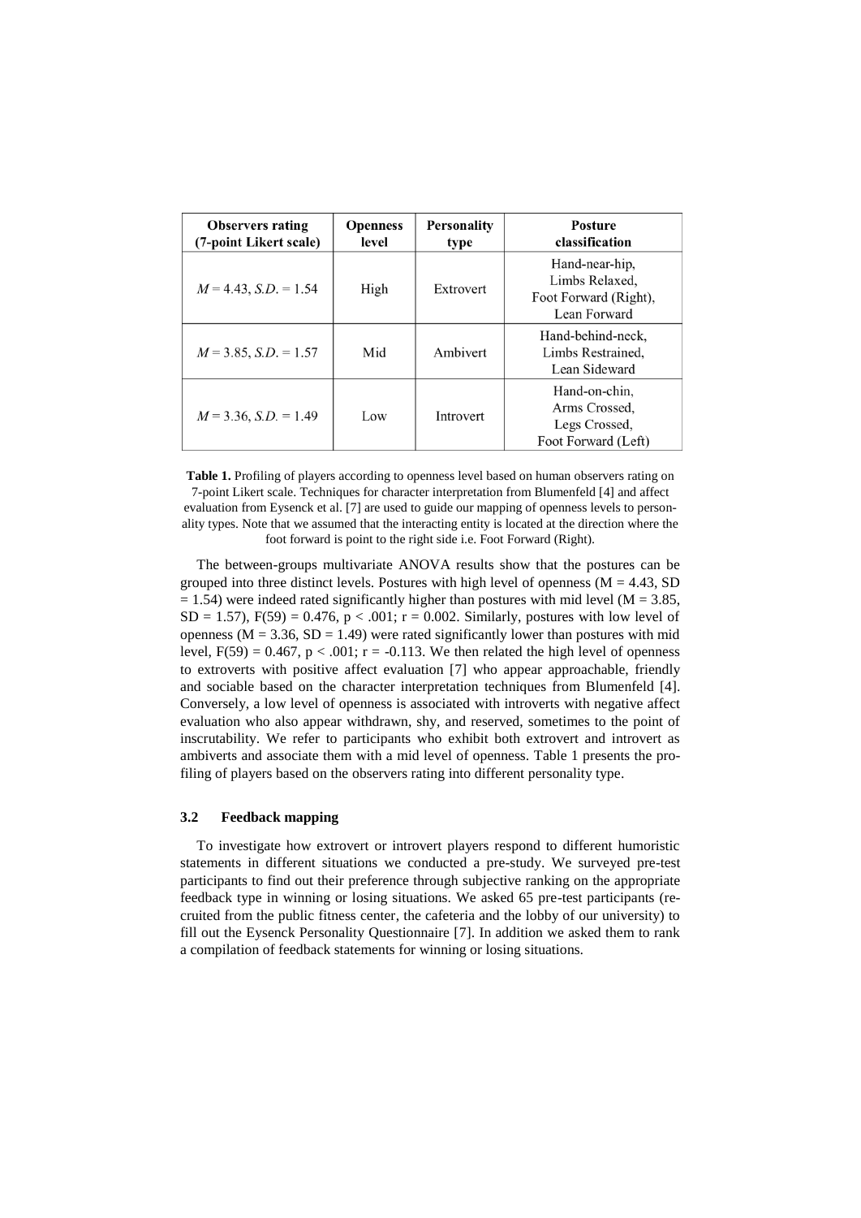| Observers rating (7-point Likert scale) | Openness level | Personality type | Posture classification |
|---|---|---|---|
| $M = 4.43$, $S.D. = 1.54$ | High | Extrovert | Hand-near-hip, Limbs Relaxed, Foot Forward (Right), Lean Forward |
| $M = 3.85$, $S.D. = 1.57$ | Mid | Ambivert | Hand-behind-neck, Limbs Restrained, Lean Sideward |
| $M = 3.36$, $S.D. = 1.49$ | Low | Introvert | Hand-on-chin, Arms Crossed, Legs Crossed, Foot Forward (Left) |

**Table 1.** Profiling of players according to openness level based on human observers rating on 7-point Likert scale. Techniques for character interpretation from Blumenfeld [4] and affect evaluation from Eysenck et al. [7] are used to guide our mapping of openness levels to personality types. Note that we assumed that the interacting entity is located at the direction where the foot forward is point to the right side i.e. Foot Forward (Right).

The between-groups multivariate ANOVA results show that the postures can be grouped into three distinct levels. Postures with high level of openness ($M = 4.43$, $SD = 1.54$) were indeed rated significantly higher than postures with mid level ($M = 3.85$, $SD = 1.57$), $F(59) = 0.476$, $p < .001$; $r = 0.002$. Similarly, postures with low level of openness ($M = 3.36$, $SD = 1.49$) were rated significantly lower than postures with mid level, $F(59) = 0.467$, $p < .001$; $r = -0.113$. We then related the high level of openness to extroverts with positive affect evaluation [7] who appear approachable, friendly and sociable based on the character interpretation techniques from Blumenfeld [4]. Conversely, a low level of openness is associated with introverts with negative affect evaluation who also appear withdrawn, shy, and reserved, sometimes to the point of inscrutability. We refer to participants who exhibit both extrovert and introvert as ambiverts and associate them with a mid level of openness. Table 1 presents the profiling of players based on the observers rating into different personality type.

### 3.2 Feedback mapping

To investigate how extrovert or introvert players respond to different humoristic statements in different situations we conducted a pre-study. We surveyed pre-test participants to find out their preference through subjective ranking on the appropriate feedback type in winning or losing situations. We asked 65 pre-test participants (recruited from the public fitness center, the cafeteria and the lobby of our university) to fill out the Eysenck Personality Questionnaire [7]. In addition we asked them to rank a compilation of feedback statements for winning or losing situations.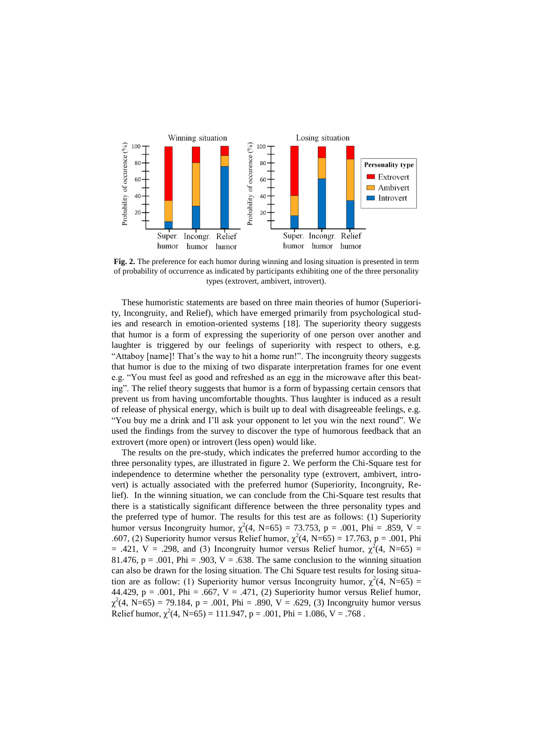**Fig. 2.** The preference for each humor during winning and losing situation is presented in term of probability of occurrence as indicated by participants exhibiting one of the three personality types (extrovert, ambivert, introvert).

These humoristic statements are based on three main theories of humor (Superiority, Incongruity, and Relief), which have emerged primarily from psychological studies and research in emotion-oriented systems [18]. The superiority theory suggests that humor is a form of expressing the superiority of one person over another and laughter is triggered by our feelings of superiority with respect to others, e.g. "Attaboy [name]! That's the way to hit a home run!". The incongruity theory suggests that humor is due to the mixing of two disparate interpretation frames for one event e.g. "You must feel as good and refreshed as an egg in the microwave after this beating". The relief theory suggests that humor is a form of bypassing certain censors that prevent us from having uncomfortable thoughts. Thus laughter is induced as a result of release of physical energy, which is built up to deal with disagreeable feelings, e.g. "You buy me a drink and I'll ask your opponent to let you win the next round". We used the findings from the survey to discover the type of humorous feedback that an extrovert (more open) or introvert (less open) would like.

The results on the pre-study, which indicates the preferred humor according to the three personality types, are illustrated in figure 2. We perform the Chi-Square test for independence to determine whether the personality type (extrovert, ambivert, introvert) is actually associated with the preferred humor (Superiority, Incongruity, Relief). In the winning situation, we can conclude from the Chi-Square test results that there is a statistically significant difference between the three personality types and the preferred type of humor. The results for this test are as follows: (1) Superiority humor versus Incongruity humor, $\chi^2(4, N=65) = 73.753$, $p = .001$, Phi = .859, V = .607, (2) Superiority humor versus Relief humor, $\chi^2(4, N=65) = 17.763$, $p = .001$, Phi = .421, V = .298, and (3) Incongruity humor versus Relief humor, $\chi^2(4, N=65) = 81.476$, $p = .001$, Phi = .903, V = .638. The same conclusion to the winning situation can also be drawn for the losing situation. The Chi Square test results for losing situation are as follow: (1) Superiority humor versus Incongruity humor, $\chi^2(4, N=65) = 44.429$, $p = .001$, Phi = .667, V = .471, (2) Superiority humor versus Relief humor, $\chi^2(4, N=65) = 79.184$, $p = .001$, Phi = .890, V = .629, (3) Incongruity humor versus Relief humor, $\chi^2(4, N=65) = 111.947$, $p = .001$, Phi = 1.086, V = .768 .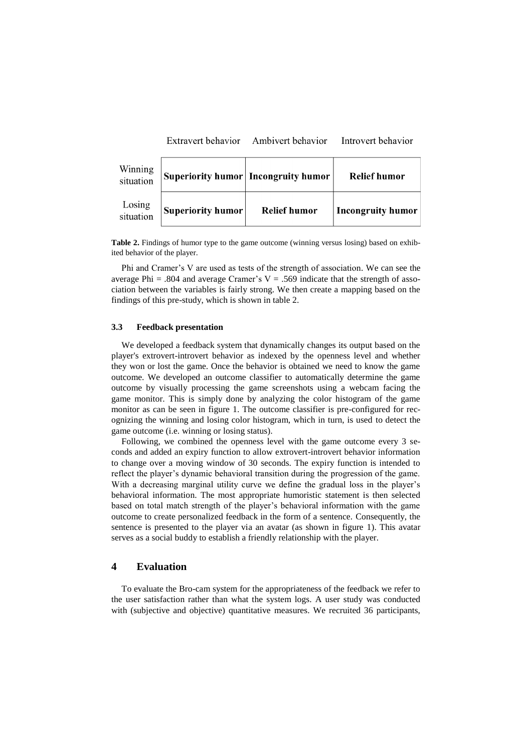| | Extravert behavior | Ambivert behavior | Introvert behavior |
|---|---|---|---|
| Winning situation | **Superiority humor** | **Incongruity humor** | **Relief humor** |
| Losing situation | **Superiority humor** | **Relief humor** | **Incongruity humor** |

**Table 2.** Findings of humor type to the game outcome (winning versus losing) based on exhibited behavior of the player.

Phi and Cramer's V are used as tests of the strength of association. We can see the average Phi = .804 and average Cramer's V = .569 indicate that the strength of association between the variables is fairly strong. We then create a mapping based on the findings of this pre-study, which is shown in table 2.

### 3.3 Feedback presentation

We developed a feedback system that dynamically changes its output based on the player's extrovert-introvert behavior as indexed by the openness level and whether they won or lost the game. Once the behavior is obtained we need to know the game outcome. We developed an outcome classifier to automatically determine the game outcome by visually processing the game screenshots using a webcam facing the game monitor. This is simply done by analyzing the color histogram of the game monitor as can be seen in figure 1. The outcome classifier is pre-configured for recognizing the winning and losing color histogram, which in turn, is used to detect the game outcome (i.e. winning or losing status).

Following, we combined the openness level with the game outcome every 3 seconds and added an expiry function to allow extrovert-introvert behavior information to change over a moving window of 30 seconds. The expiry function is intended to reflect the player's dynamic behavioral transition during the progression of the game. With a decreasing marginal utility curve we define the gradual loss in the player's behavioral information. The most appropriate humoristic statement is then selected based on total match strength of the player's behavioral information with the game outcome to create personalized feedback in the form of a sentence. Consequently, the sentence is presented to the player via an avatar (as shown in figure 1). This avatar serves as a social buddy to establish a friendly relationship with the player.

## 4 Evaluation

To evaluate the Bro-cam system for the appropriateness of the feedback we refer to the user satisfaction rather than what the system logs. A user study was conducted with (subjective and objective) quantitative measures. We recruited 36 participants,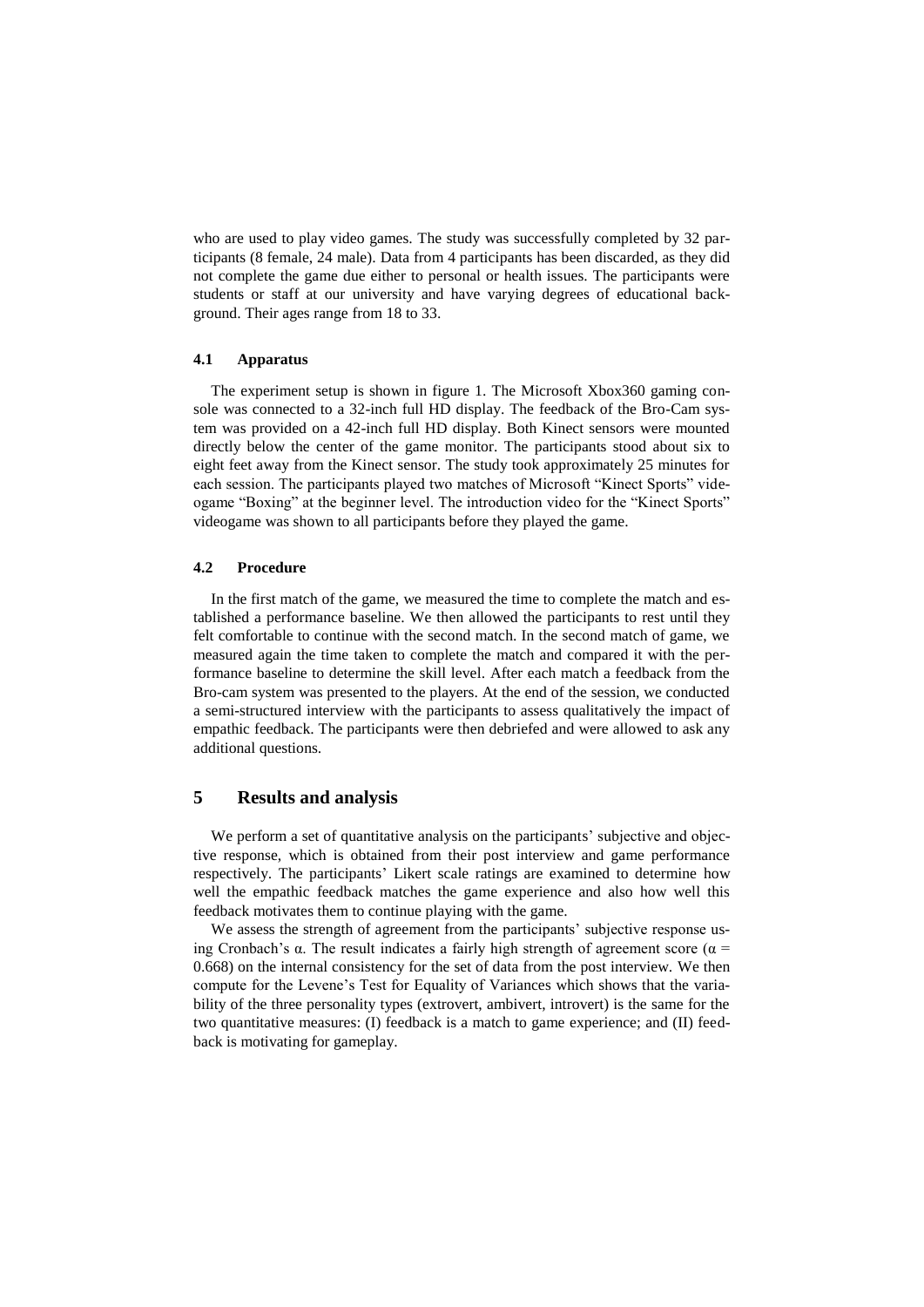who are used to play video games. The study was successfully completed by 32 participants (8 female, 24 male). Data from 4 participants has been discarded, as they did not complete the game due either to personal or health issues. The participants were students or staff at our university and have varying degrees of educational background. Their ages range from 18 to 33.

### 4.1 Apparatus

The experiment setup is shown in figure 1. The Microsoft Xbox360 gaming console was connected to a 32-inch full HD display. The feedback of the Bro-Cam system was provided on a 42-inch full HD display. Both Kinect sensors were mounted directly below the center of the game monitor. The participants stood about six to eight feet away from the Kinect sensor. The study took approximately 25 minutes for each session. The participants played two matches of Microsoft "Kinect Sports" videogame "Boxing" at the beginner level. The introduction video for the "Kinect Sports" videogame was shown to all participants before they played the game.

### 4.2 Procedure

In the first match of the game, we measured the time to complete the match and established a performance baseline. We then allowed the participants to rest until they felt comfortable to continue with the second match. In the second match of game, we measured again the time taken to complete the match and compared it with the performance baseline to determine the skill level. After each match a feedback from the Bro-cam system was presented to the players. At the end of the session, we conducted a semi-structured interview with the participants to assess qualitatively the impact of empathic feedback. The participants were then debriefed and were allowed to ask any additional questions.

## 5 Results and analysis

We perform a set of quantitative analysis on the participants' subjective and objective response, which is obtained from their post interview and game performance respectively. The participants' Likert scale ratings are examined to determine how well the empathic feedback matches the game experience and also how well this feedback motivates them to continue playing with the game.

We assess the strength of agreement from the participants' subjective response using Cronbach's α. The result indicates a fairly high strength of agreement score ($\alpha = 0.668$) on the internal consistency for the set of data from the post interview. We then compute for the Levene's Test for Equality of Variances which shows that the variability of the three personality types (extrovert, ambivert, introvert) is the same for the two quantitative measures: (I) feedback is a match to game experience; and (II) feedback is motivating for gameplay.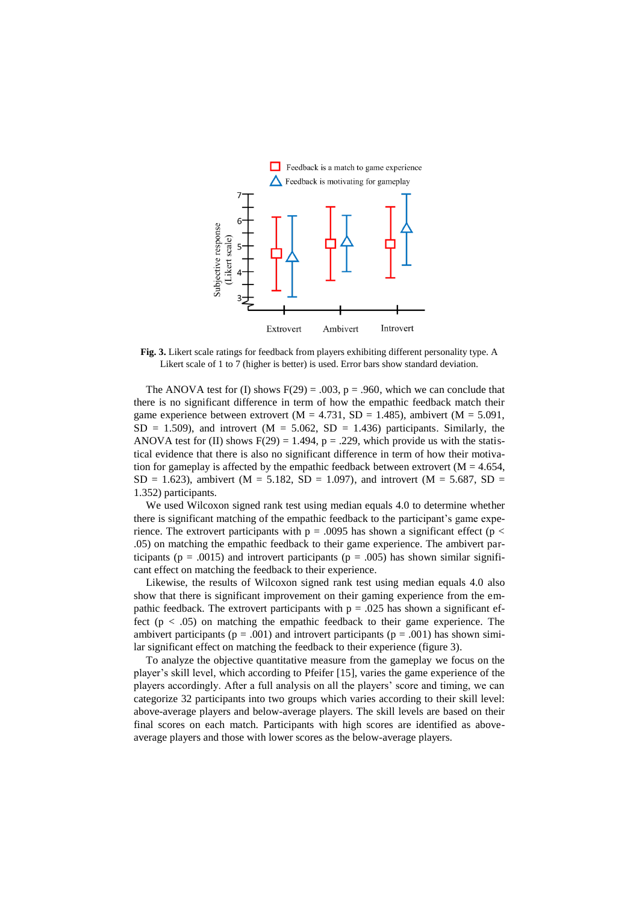**Fig. 3.** Likert scale ratings for feedback from players exhibiting different personality type. A Likert scale of 1 to 7 (higher is better) is used. Error bars show standard deviation.

The ANOVA test for (I) shows $F(29) = .003$, $p = .960$, which we can conclude that there is no significant difference in term of how the empathic feedback match their game experience between extrovert ($M = 4.731$, $SD = 1.485$), ambivert ($M = 5.091$, $SD = 1.509$), and introvert ($M = 5.062$, $SD = 1.436$) participants. Similarly, the ANOVA test for (II) shows $F(29) = 1.494$, $p = .229$, which provide us with the statistical evidence that there is also no significant difference in term of how their motivation for gameplay is affected by the empathic feedback between extrovert ($M = 4.654$, $SD = 1.623$), ambivert ($M = 5.182$, $SD = 1.097$), and introvert ($M = 5.687$, $SD = 1.352$) participants.

We used Wilcoxon signed rank test using median equals 4.0 to determine whether there is significant matching of the empathic feedback to the participant's game experience. The extrovert participants with $p = .0095$ has shown a significant effect ($p < .05$) on matching the empathic feedback to their game experience. The ambivert participants ($p = .0015$) and introvert participants ($p = .005$) has shown similar significant effect on matching the feedback to their experience.

Likewise, the results of Wilcoxon signed rank test using median equals 4.0 also show that there is significant improvement on their gaming experience from the empathic feedback. The extrovert participants with $p = .025$ has shown a significant effect ($p < .05$) on matching the empathic feedback to their game experience. The ambivert participants ($p = .001$) and introvert participants ($p = .001$) has shown similar significant effect on matching the feedback to their experience (figure 3).

To analyze the objective quantitative measure from the gameplay we focus on the player's skill level, which according to Pfeifer [15], varies the game experience of the players accordingly. After a full analysis on all the players' score and timing, we can categorize 32 participants into two groups which varies according to their skill level: above-average players and below-average players. The skill levels are based on their final scores on each match. Participants with high scores are identified as above-average players and those with lower scores as the below-average players.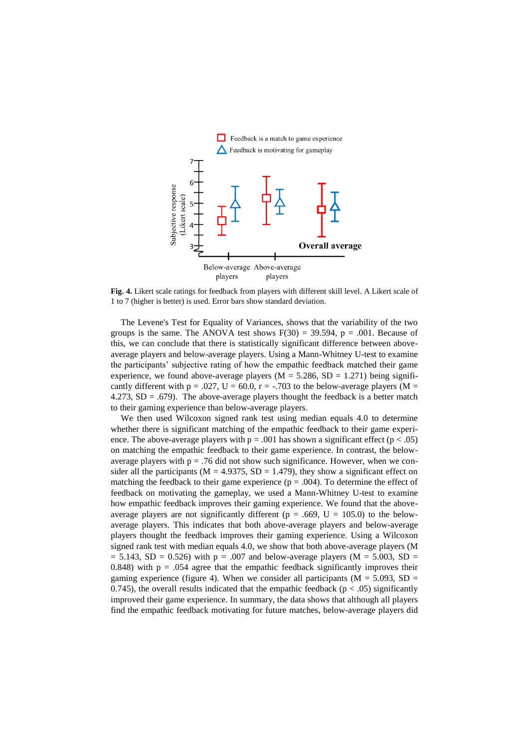**Fig. 4.** Likert scale ratings for feedback from players with different skill level. A Likert scale of 1 to 7 (higher is better) is used. Error bars show standard deviation.

The Levene's Test for Equality of Variances, shows that the variability of the two groups is the same. The ANOVA test shows $F(30) = 39.594$, $p = .001$. Because of this, we can conclude that there is statistically significant difference between above-average players and below-average players. Using a Mann-Whitney U-test to examine the participants' subjective rating of how the empathic feedback matched their game experience, we found above-average players ($M = 5.286$, $SD = 1.271$) being significantly different with $p = .027$, $U = 60.0$, $r = -.703$ to the below-average players ($M = 4.273$, $SD = .679$). The above-average players thought the feedback is a better match to their gaming experience than below-average players.

We then used Wilcoxon signed rank test using median equals 4.0 to determine whether there is significant matching of the empathic feedback to their game experience. The above-average players with $p = .001$ has shown a significant effect ($p < .05$) on matching the empathic feedback to their game experience. In contrast, the below-average players with $p = .76$ did not show such significance. However, when we consider all the participants ($M = 4.9375$, $SD = 1.479$), they show a significant effect on matching the feedback to their game experience ($p = .004$). To determine the effect of feedback on motivating the gameplay, we used a Mann-Whitney U-test to examine how empathic feedback improves their gaming experience. We found that the above-average players are not significantly different ($p = .669$, $U = 105.0$) to the below-average players. This indicates that both above-average players and below-average players thought the feedback improves their gaming experience. Using a Wilcoxon signed rank test with median equals 4.0, we show that both above-average players ($M = 5.143$, $SD = 0.526$) with $p = .007$ and below-average players ($M = 5.003$, $SD = 0.848$) with $p = .054$ agree that the empathic feedback significantly improves their gaming experience (figure 4). When we consider all participants ($M = 5.093$, $SD = 0.745$), the overall results indicated that the empathic feedback ($p < .05$) significantly improved their game experience. In summary, the data shows that although all players find the empathic feedback motivating for future matches, below-average players did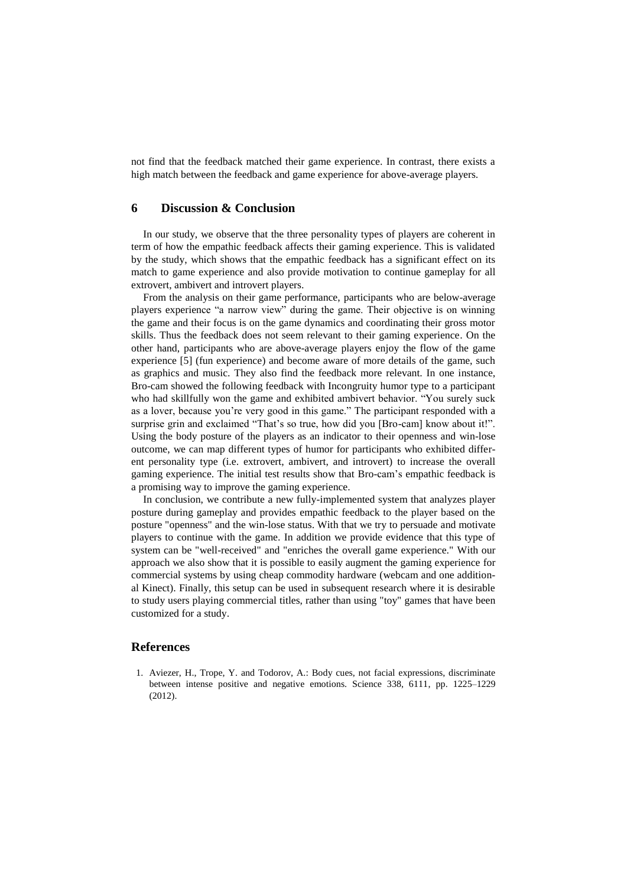not find that the feedback matched their game experience. In contrast, there exists a high match between the feedback and game experience for above-average players.

## 6 Discussion & Conclusion

In our study, we observe that the three personality types of players are coherent in term of how the empathic feedback affects their gaming experience. This is validated by the study, which shows that the empathic feedback has a significant effect on its match to game experience and also provide motivation to continue gameplay for all extrovert, ambivert and introvert players.

From the analysis on their game performance, participants who are below-average players experience "a narrow view" during the game. Their objective is on winning the game and their focus is on the game dynamics and coordinating their gross motor skills. Thus the feedback does not seem relevant to their gaming experience. On the other hand, participants who are above-average players enjoy the flow of the game experience [5] (fun experience) and become aware of more details of the game, such as graphics and music. They also find the feedback more relevant. In one instance, Bro-cam showed the following feedback with Incongruity humor type to a participant who had skillfully won the game and exhibited ambivert behavior. "You surely suck as a lover, because you're very good in this game." The participant responded with a surprise grin and exclaimed "That's so true, how did you [Bro-cam] know about it!". Using the body posture of the players as an indicator to their openness and win-lose outcome, we can map different types of humor for participants who exhibited different personality type (i.e. extrovert, ambivert, and introvert) to increase the overall gaming experience. The initial test results show that Bro-cam's empathic feedback is a promising way to improve the gaming experience.

In conclusion, we contribute a new fully-implemented system that analyzes player posture during gameplay and provides empathic feedback to the player based on the posture "openness" and the win-lose status. With that we try to persuade and motivate players to continue with the game. In addition we provide evidence that this type of system can be "well-received" and "enriches the overall game experience." With our approach we also show that it is possible to easily augment the gaming experience for commercial systems by using cheap commodity hardware (webcam and one additional Kinect). Finally, this setup can be used in subsequent research where it is desirable to study users playing commercial titles, rather than using "toy" games that have been customized for a study.

## References

1. Aviezer, H., Trope, Y. and Todorov, A.: Body cues, not facial expressions, discriminate between intense positive and negative emotions. Science 338, 6111, pp. 1225–1229 (2012).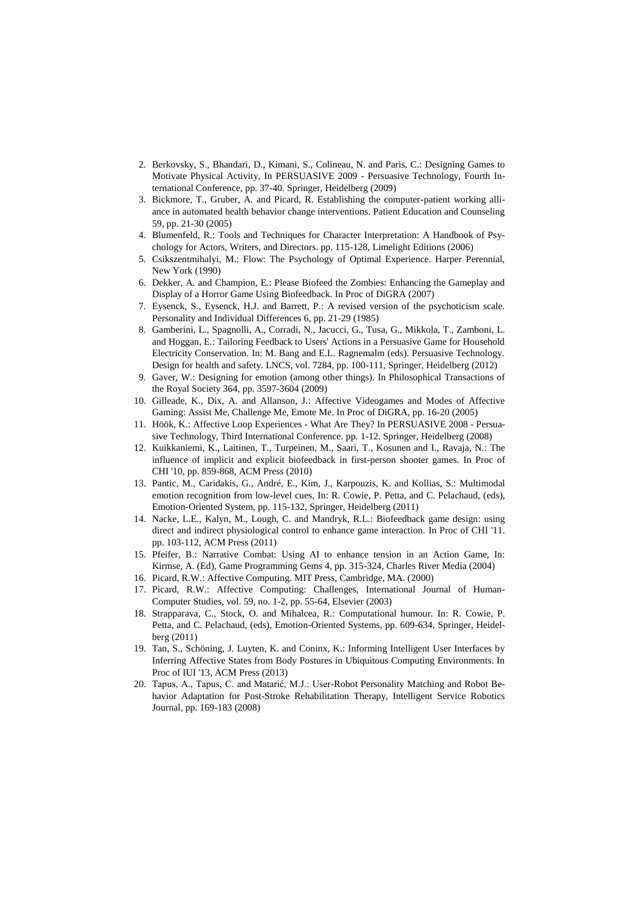2. Berkovsky, S., Bhandari, D., Kimani, S., Colineau, N. and Paris, C.: Designing Games to Motivate Physical Activity, In PERSUASIVE 2009 - Persuasive Technology, Fourth International Conference, pp. 37-40. Springer, Heidelberg (2009)
3. Bickmore, T., Gruber, A. and Picard, R. Establishing the computer-patient working alliance in automated health behavior change interventions. Patient Education and Counseling 59, pp. 21-30 (2005)
4. Blumenfeld, R.: Tools and Techniques for Character Interpretation: A Handbook of Psychology for Actors, Writers, and Directors. pp. 115-128, Limelight Editions (2006)
5. Csikszentmihalyi, M.: Flow: The Psychology of Optimal Experience. Harper Perennial, New York (1990)
6. Dekker, A. and Champion, E.: Please Biofeed the Zombies: Enhancing the Gameplay and Display of a Horror Game Using Biofeedback. In Proc of DiGRA (2007)
7. Eysenck, S., Eysenck, H.J. and Barrett, P.: A revised version of the psychoticism scale. Personality and Individual Differences 6, pp. 21-29 (1985)
8. Gamberini, L., Spagnolli, A., Corradi, N., Jacucci, G., Tusa, G., Mikkola, T., Zamboni, L. and Hoggan, E.: Tailoring Feedback to Users' Actions in a Persuasive Game for Household Electricity Conservation. In: M. Bang and E.L. Ragnemalm (eds). Persuasive Technology. Design for health and safety. LNCS, vol. 7284, pp. 100-111, Springer, Heidelberg (2012)
9. Gaver, W.: Designing for emotion (among other things). In Philosophical Transactions of the Royal Society 364, pp. 3597-3604 (2009)
10. Gilleade, K., Dix, A. and Allanson, J.: Affective Videogames and Modes of Affective Gaming: Assist Me, Challenge Me, Emote Me. In Proc of DiGRA, pp. 16-20 (2005)
11. Höök, K.: Affective Loop Experiences - What Are They? In PERSUASIVE 2008 - Persuasive Technology, Third International Conference. pp. 1-12. Springer, Heidelberg (2008)
12. Kuikkaniemi, K., Laitinen, T., Turpeinen, M., Saari, T., Kosunen and I., Ravaja, N.: The influence of implicit and explicit biofeedback in first-person shooter games. In Proc of CHI '10, pp. 859-868, ACM Press (2010)
13. Pantic, M., Caridakis, G., André, E., Kim, J., Karpouzis, K. and Kollias, S.: Multimodal emotion recognition from low-level cues, In: R. Cowie, P. Petta, and C. Pelachaud, (eds), Emotion-Oriented System, pp. 115-132, Springer, Heidelberg (2011)
14. Nacke, L.E., Kalyn, M., Lough, C. and Mandryk, R.L.: Biofeedback game design: using direct and indirect physiological control to enhance game interaction. In Proc of CHI '11. pp. 103-112, ACM Press (2011)
15. Pfeifer, B.: Narrative Combat: Using AI to enhance tension in an Action Game, In: Kirmse, A. (Ed), Game Programming Gems 4, pp. 315-324, Charles River Media (2004)
16. Picard, R.W.: Affective Computing. MIT Press, Cambridge, MA. (2000)
17. Picard, R.W.: Affective Computing: Challenges, International Journal of Human-Computer Studies, vol. 59, no. 1-2, pp. 55-64, Elsevier (2003)
18. Strapparava, C., Stock, O. and Mihalcea, R.: Computational humour. In: R. Cowie, P. Petta, and C. Pelachaud, (eds), Emotion-Oriented Systems, pp. 609-634, Springer, Heidelberg (2011)
19. Tan, S., Schöning, J. Luyten, K. and Coninx, K.: Informing Intelligent User Interfaces by Inferring Affective States from Body Postures in Ubiquitous Computing Environments. In Proc of IUI '13, ACM Press (2013)
20. Tapus, A., Tapus, C. and Matarić, M.J.: User-Robot Personality Matching and Robot Behavior Adaptation for Post-Stroke Rehabilitation Therapy, Intelligent Service Robotics Journal, pp. 169-183 (2008)